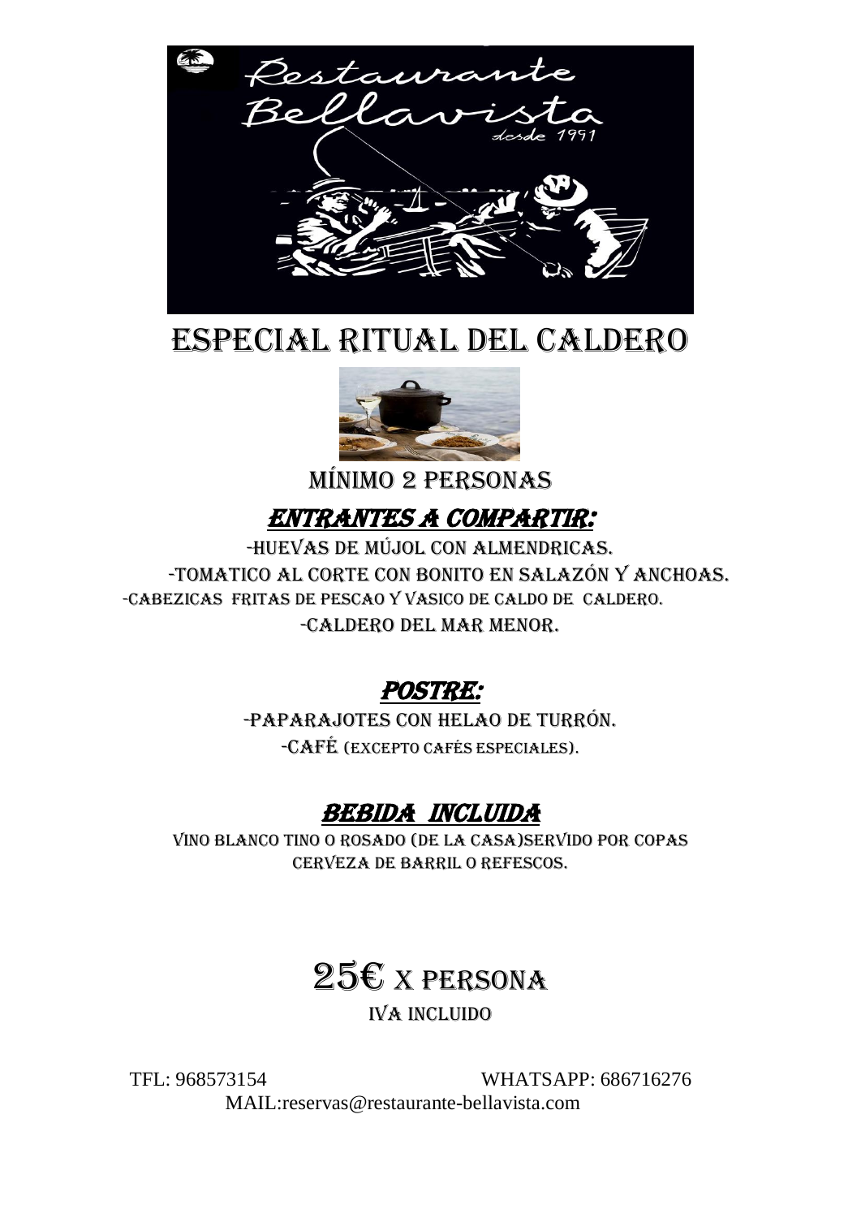# ESPECIAL RITUAL DEL CALDERO

MÍNIMO 2 PERSONAS

## *ENTRANTES A COMPARTIR:*

-HUEVAS DE MÚJOL CON ALMENDRICAS.

-TOMATICO AL CORTE CON BONITO EN SALAZÓN Y ANCHOAS.

-CABEZICAS FRITAS DE PESCAO Y VASICO DE CALDO DE CALDERO.

-CALDERO DEL MAR MENOR.

## *POSTRE:*

-PAPARAJOTES CON HELAO DE TURRÓN.

-CAFÉ (EXCEPTO CAFÉS ESPECIALES).

## *BEBIDA INCLUIDA*

VINO BLANCO TINO O ROSADO (DE LA CASA)SERVIDO POR COPAS

CERVEZA DE BARRIL O REFESCOS.

# 25€ X PERSONA

IVA INCLUIDO

TFL: 968573154 WHATSAPP: 686716276

MAIL:reservas@restaurante-bellavista.com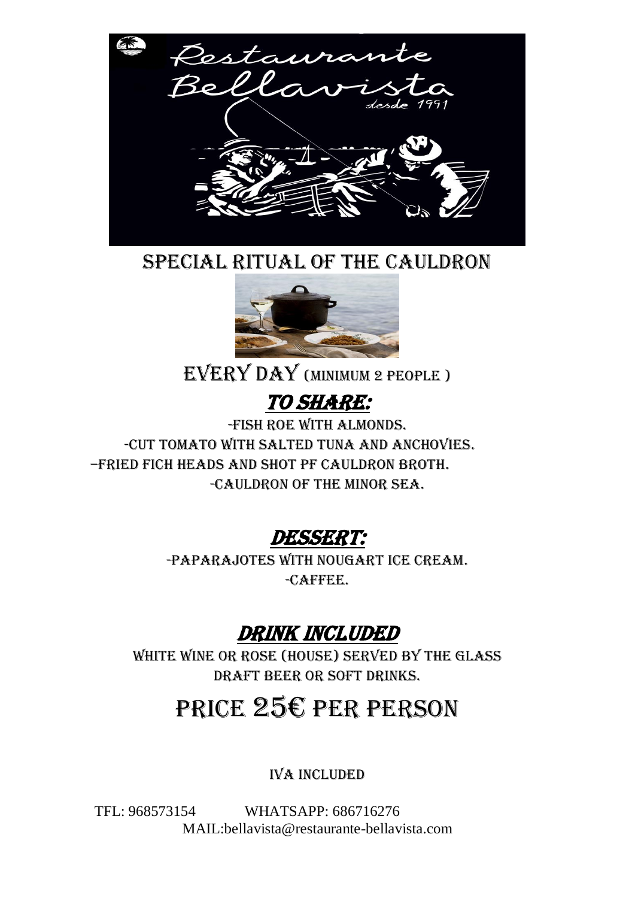Restaurante Bellavista desde 1991

# SPECIAL RITUAL OF THE CAULDRON

## EVERY DAY (MINIMUM 2 PEOPLE )

## *TO SHARE:*

-FISH ROE WITH ALMONDS.
-CUT TOMATO WITH SALTED TUNA AND ANCHOVIES.
–FRIED FICH HEADS AND SHOT PF CAULDRON BROTH.
-CAULDRON OF THE MINOR SEA.

## *DESSERT:*

-PAPARAJOTES WITH NOUGART ICE CREAM.
-CAFFEE.

## *DRINK INCLUDED*

WHITE WINE OR ROSE (HOUSE) SERVED BY THE GLASS
DRAFT BEER OR SOFT DRINKS.

# PRICE 25€ PER PERSON

IVA INCLUDED

TFL: 968573154 WHATSAPP: 686716276
MAIL:bellavista@restaurante-bellavista.com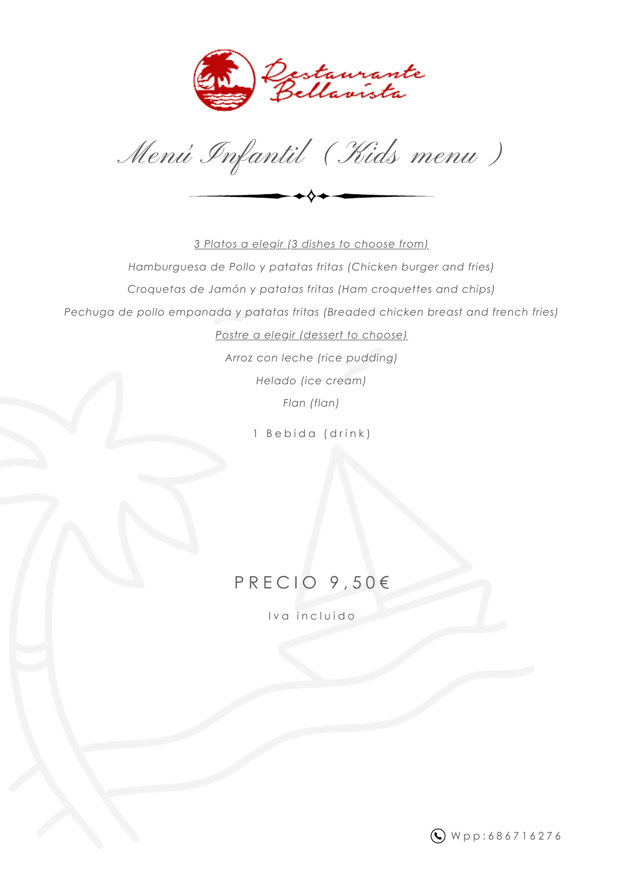Restaurante Bellavista

# *Menú Infantil ( Kids menu )*

*3 Platos a elegir (3 dishes to choose from)*

*Hamburguesa de Pollo y patatas fritas (Chicken burger and fries)*

*Croquetas de Jamón y patatas fritas (Ham croquettes and chips)*

*Pechuga de pollo empanada y patatas fritas (Breaded chicken breast and french fries)*

*Postre a elegir (dessert to choose)*

*Arroz con leche (rice pudding)*

*Helado (ice cream)*

*Flan (flan)*

1 Bebida (drink)

PRECIO 9,50€

Iva incluido

Wpp:686716276